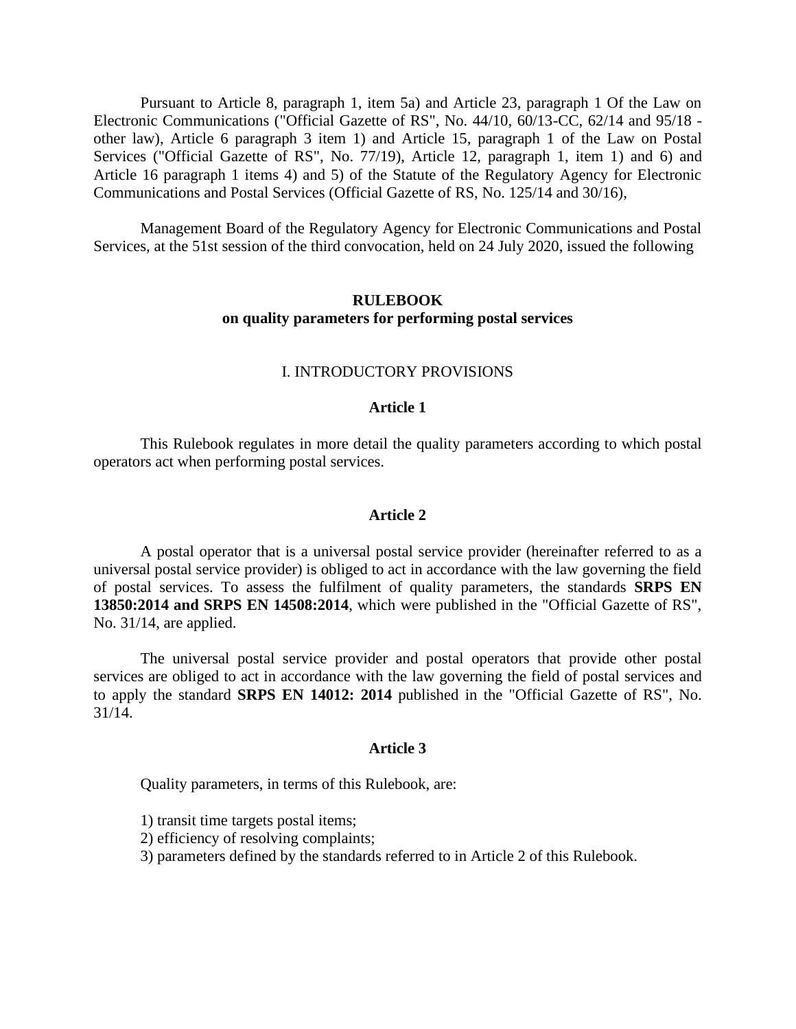Pursuant to Article 8, paragraph 1, item 5a) and Article 23, paragraph 1 Of the Law on Electronic Communications ("Official Gazette of RS", No. 44/10, 60/13-CC, 62/14 and 95/18 - other law), Article 6 paragraph 3 item 1) and Article 15, paragraph 1 of the Law on Postal Services ("Official Gazette of RS", No. 77/19), Article 12, paragraph 1, item 1) and 6) and Article 16 paragraph 1 items 4) and 5) of the Statute of the Regulatory Agency for Electronic Communications and Postal Services (Official Gazette of RS, No. 125/14 and 30/16),

Management Board of the Regulatory Agency for Electronic Communications and Postal Services, at the 51st session of the third convocation, held on 24 July 2020, issued the following

# RULEBOOK
# on quality parameters for performing postal services

## I. INTRODUCTORY PROVISIONS

### Article 1

This Rulebook regulates in more detail the quality parameters according to which postal operators act when performing postal services.

### Article 2

A postal operator that is a universal postal service provider (hereinafter referred to as a universal postal service provider) is obliged to act in accordance with the law governing the field of postal services. To assess the fulfilment of quality parameters, the standards **SRPS EN 13850:2014 and SRPS EN 14508:2014**, which were published in the "Official Gazette of RS", No. 31/14, are applied.

The universal postal service provider and postal operators that provide other postal services are obliged to act in accordance with the law governing the field of postal services and to apply the standard **SRPS EN 14012: 2014** published in the "Official Gazette of RS", No. 31/14.

### Article 3

Quality parameters, in terms of this Rulebook, are:

1) transit time targets postal items;
2) efficiency of resolving complaints;
3) parameters defined by the standards referred to in Article 2 of this Rulebook.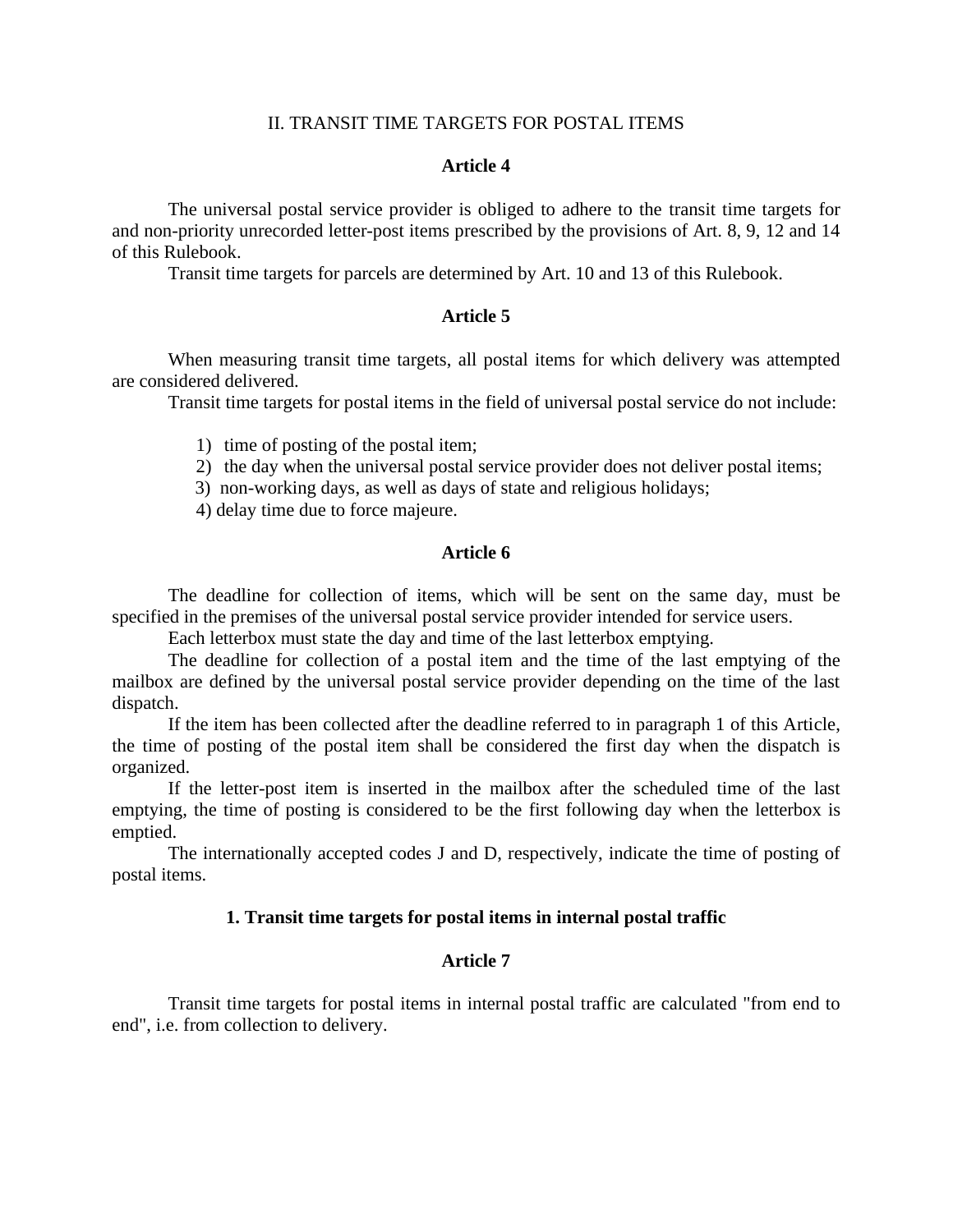## II. TRANSIT TIME TARGETS FOR POSTAL ITEMS

### Article 4

The universal postal service provider is obliged to adhere to the transit time targets for and non-priority unrecorded letter-post items prescribed by the provisions of Art. 8, 9, 12 and 14 of this Rulebook.

Transit time targets for parcels are determined by Art. 10 and 13 of this Rulebook.

### Article 5

When measuring transit time targets, all postal items for which delivery was attempted are considered delivered.

Transit time targets for postal items in the field of universal postal service do not include:

1) time of posting of the postal item;
2) the day when the universal postal service provider does not deliver postal items;
3) non-working days, as well as days of state and religious holidays;
4) delay time due to force majeure.

### Article 6

The deadline for collection of items, which will be sent on the same day, must be specified in the premises of the universal postal service provider intended for service users.

Each letterbox must state the day and time of the last letterbox emptying.

The deadline for collection of a postal item and the time of the last emptying of the mailbox are defined by the universal postal service provider depending on the time of the last dispatch.

If the item has been collected after the deadline referred to in paragraph 1 of this Article, the time of posting of the postal item shall be considered the first day when the dispatch is organized.

If the letter-post item is inserted in the mailbox after the scheduled time of the last emptying, the time of posting is considered to be the first following day when the letterbox is emptied.

The internationally accepted codes J and D, respectively, indicate the time of posting of postal items.

### 1. Transit time targets for postal items in internal postal traffic

### Article 7

Transit time targets for postal items in internal postal traffic are calculated "from end to end", i.e. from collection to delivery.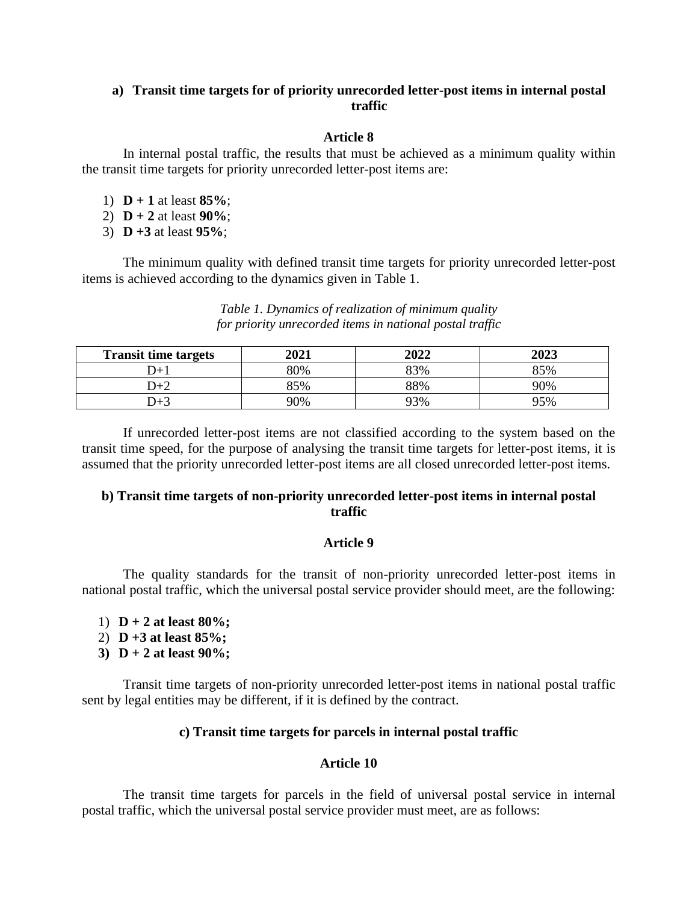### a) Transit time targets for of priority unrecorded letter-post items in internal postal traffic

#### Article 8

In internal postal traffic, the results that must be achieved as a minimum quality within the transit time targets for priority unrecorded letter-post items are:

1) **D + 1** at least **85%**;
2) **D + 2** at least **90%**;
3) **D +3** at least **95%**;

The minimum quality with defined transit time targets for priority unrecorded letter-post items is achieved according to the dynamics given in Table 1.

*Table 1. Dynamics of realization of minimum quality for priority unrecorded items in national postal traffic*

| Transit time targets | 2021 | 2022 | 2023 |
|---|---|---|---|
| D+1 | 80% | 83% | 85% |
| D+2 | 85% | 88% | 90% |
| D+3 | 90% | 93% | 95% |

If unrecorded letter-post items are not classified according to the system based on the transit time speed, for the purpose of analysing the transit time targets for letter-post items, it is assumed that the priority unrecorded letter-post items are all closed unrecorded letter-post items.

### b) Transit time targets of non-priority unrecorded letter-post items in internal postal traffic

#### Article 9

The quality standards for the transit of non-priority unrecorded letter-post items in national postal traffic, which the universal postal service provider should meet, are the following:

1) **D + 2 at least 80%;**
2) **D +3 at least 85%;**
3) **D + 2 at least 90%;**

Transit time targets of non-priority unrecorded letter-post items in national postal traffic sent by legal entities may be different, if it is defined by the contract.

### c) Transit time targets for parcels in internal postal traffic

#### Article 10

The transit time targets for parcels in the field of universal postal service in internal postal traffic, which the universal postal service provider must meet, are as follows: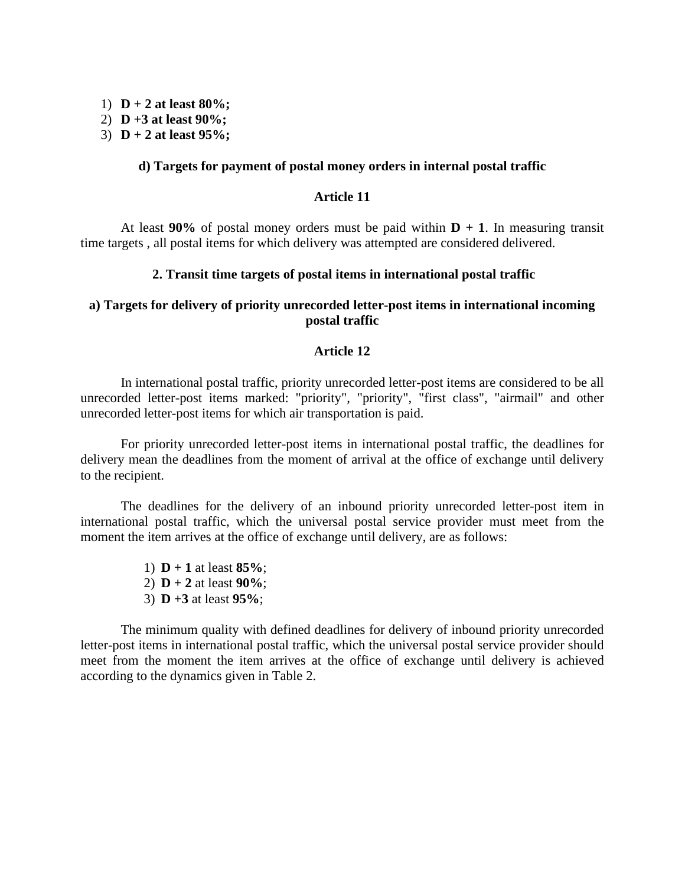1) **D + 2 at least 80%;**
2) **D +3 at least 90%;**
3) **D + 2 at least 95%;**

**d) Targets for payment of postal money orders in internal postal traffic**

**Article 11**

At least **90%** of postal money orders must be paid within **D + 1**. In measuring transit time targets , all postal items for which delivery was attempted are considered delivered.

**2. Transit time targets of postal items in international postal traffic**

**a) Targets for delivery of priority unrecorded letter-post items in international incoming postal traffic**

**Article 12**

In international postal traffic, priority unrecorded letter-post items are considered to be all unrecorded letter-post items marked: "priority", "priority", "first class", "airmail" and other unrecorded letter-post items for which air transportation is paid.

For priority unrecorded letter-post items in international postal traffic, the deadlines for delivery mean the deadlines from the moment of arrival at the office of exchange until delivery to the recipient.

The deadlines for the delivery of an inbound priority unrecorded letter-post item in international postal traffic, which the universal postal service provider must meet from the moment the item arrives at the office of exchange until delivery, are as follows:

1) **D + 1** at least **85%**;
2) **D + 2** at least **90%**;
3) **D +3** at least **95%**;

The minimum quality with defined deadlines for delivery of inbound priority unrecorded letter-post items in international postal traffic, which the universal postal service provider should meet from the moment the item arrives at the office of exchange until delivery is achieved according to the dynamics given in Table 2.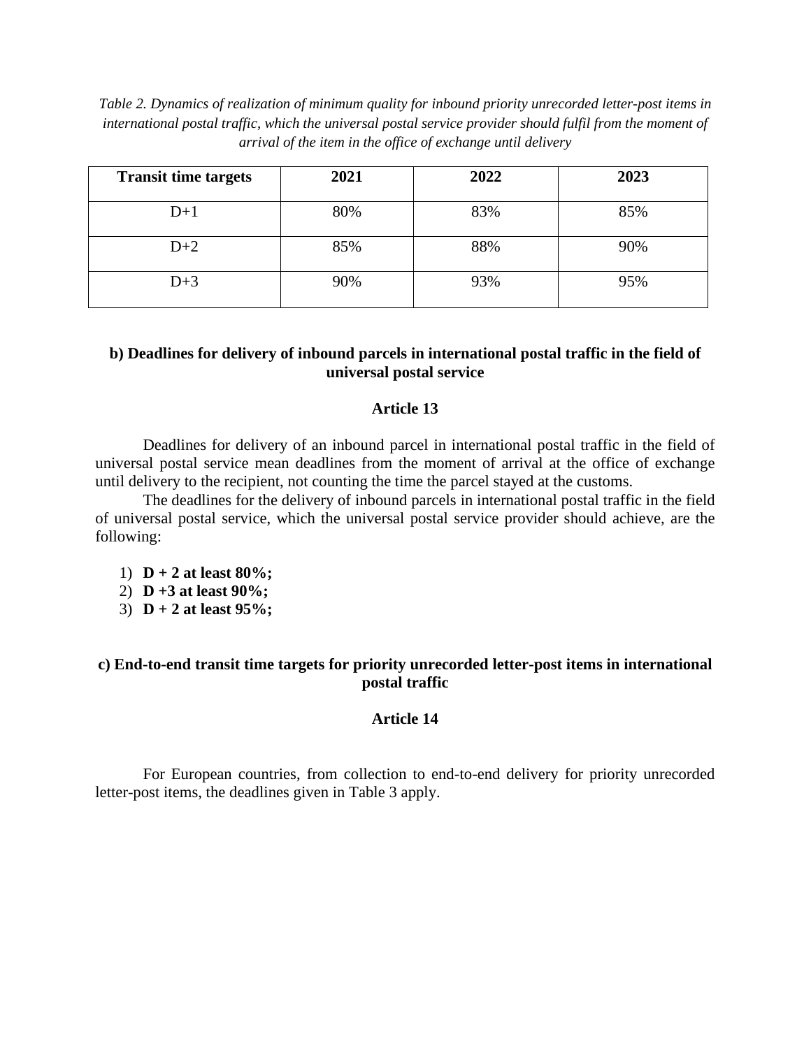*Table 2. Dynamics of realization of minimum quality for inbound priority unrecorded letter-post items in international postal traffic, which the universal postal service provider should fulfil from the moment of arrival of the item in the office of exchange until delivery*

| Transit time targets | 2021 | 2022 | 2023 |
|---|---|---|---|
| D+1 | 80% | 83% | 85% |
| D+2 | 85% | 88% | 90% |
| D+3 | 90% | 93% | 95% |

### b) Deadlines for delivery of inbound parcels in international postal traffic in the field of universal postal service

### Article 13

Deadlines for delivery of an inbound parcel in international postal traffic in the field of universal postal service mean deadlines from the moment of arrival at the office of exchange until delivery to the recipient, not counting the time the parcel stayed at the customs.

The deadlines for the delivery of inbound parcels in international postal traffic in the field of universal postal service, which the universal postal service provider should achieve, are the following:

1) **D + 2 at least 80%;**
2) **D +3 at least 90%;**
3) **D + 2 at least 95%;**

### c) End-to-end transit time targets for priority unrecorded letter-post items in international postal traffic

### Article 14

For European countries, from collection to end-to-end delivery for priority unrecorded letter-post items, the deadlines given in Table 3 apply.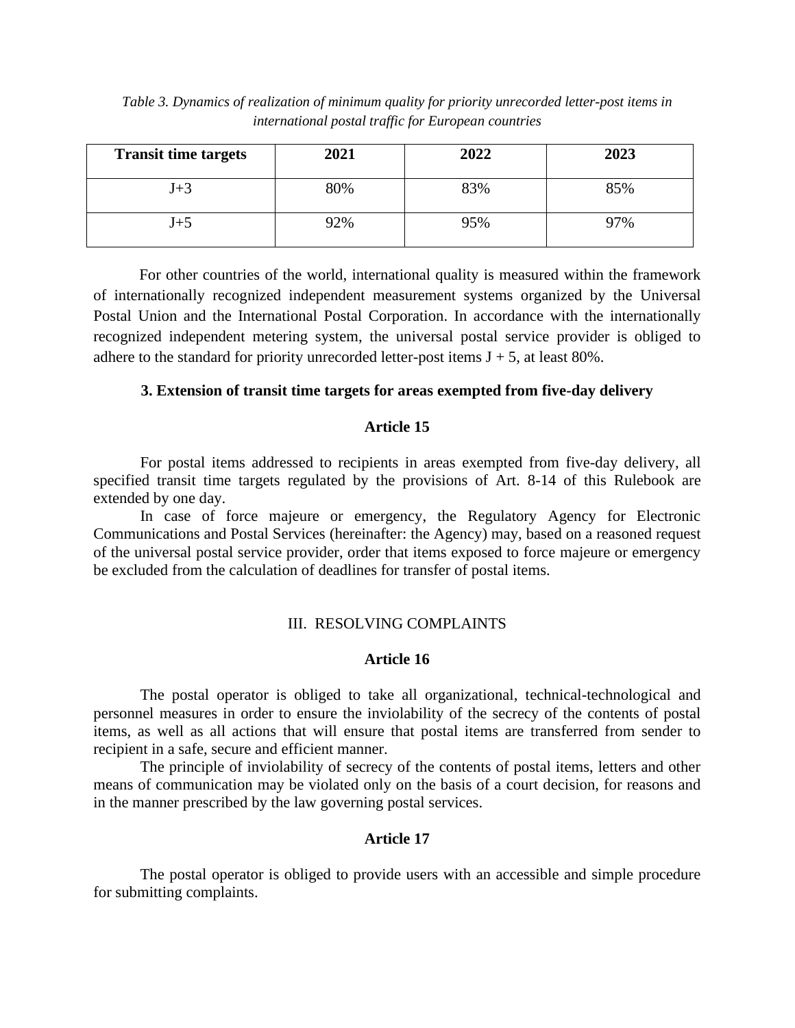*Table 3. Dynamics of realization of minimum quality for priority unrecorded letter-post items in international postal traffic for European countries*

| Transit time targets | 2021 | 2022 | 2023 |
| --- | --- | --- | --- |
| J+3 | 80% | 83% | 85% |
| J+5 | 92% | 95% | 97% |

For other countries of the world, international quality is measured within the framework of internationally recognized independent measurement systems organized by the Universal Postal Union and the International Postal Corporation. In accordance with the internationally recognized independent metering system, the universal postal service provider is obliged to adhere to the standard for priority unrecorded letter-post items J + 5, at least 80%.

### 3. Extension of transit time targets for areas exempted from five-day delivery

#### Article 15

For postal items addressed to recipients in areas exempted from five-day delivery, all specified transit time targets regulated by the provisions of Art. 8-14 of this Rulebook are extended by one day.

In case of force majeure or emergency, the Regulatory Agency for Electronic Communications and Postal Services (hereinafter: the Agency) may, based on a reasoned request of the universal postal service provider, order that items exposed to force majeure or emergency be excluded from the calculation of deadlines for transfer of postal items.

## III. RESOLVING COMPLAINTS

#### Article 16

The postal operator is obliged to take all organizational, technical-technological and personnel measures in order to ensure the inviolability of the secrecy of the contents of postal items, as well as all actions that will ensure that postal items are transferred from sender to recipient in a safe, secure and efficient manner.

The principle of inviolability of secrecy of the contents of postal items, letters and other means of communication may be violated only on the basis of a court decision, for reasons and in the manner prescribed by the law governing postal services.

#### Article 17

The postal operator is obliged to provide users with an accessible and simple procedure for submitting complaints.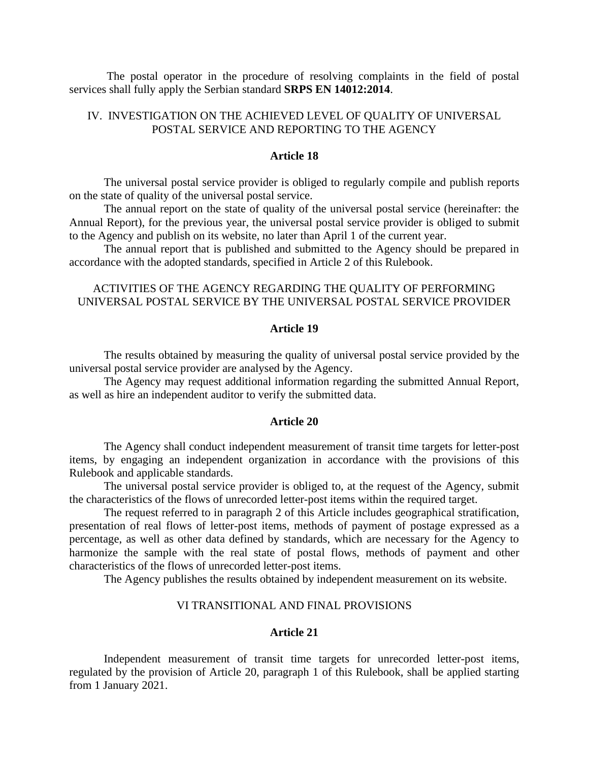The postal operator in the procedure of resolving complaints in the field of postal services shall fully apply the Serbian standard **SRPS EN 14012:2014**.

## IV. INVESTIGATION ON THE ACHIEVED LEVEL OF QUALITY OF UNIVERSAL POSTAL SERVICE AND REPORTING TO THE AGENCY

### Article 18

The universal postal service provider is obliged to regularly compile and publish reports on the state of quality of the universal postal service.

The annual report on the state of quality of the universal postal service (hereinafter: the Annual Report), for the previous year, the universal postal service provider is obliged to submit to the Agency and publish on its website, no later than April 1 of the current year.

The annual report that is published and submitted to the Agency should be prepared in accordance with the adopted standards, specified in Article 2 of this Rulebook.

## ACTIVITIES OF THE AGENCY REGARDING THE QUALITY OF PERFORMING UNIVERSAL POSTAL SERVICE BY THE UNIVERSAL POSTAL SERVICE PROVIDER

### Article 19

The results obtained by measuring the quality of universal postal service provided by the universal postal service provider are analysed by the Agency.

The Agency may request additional information regarding the submitted Annual Report, as well as hire an independent auditor to verify the submitted data.

### Article 20

The Agency shall conduct independent measurement of transit time targets for letter-post items, by engaging an independent organization in accordance with the provisions of this Rulebook and applicable standards.

The universal postal service provider is obliged to, at the request of the Agency, submit the characteristics of the flows of unrecorded letter-post items within the required target.

The request referred to in paragraph 2 of this Article includes geographical stratification, presentation of real flows of letter-post items, methods of payment of postage expressed as a percentage, as well as other data defined by standards, which are necessary for the Agency to harmonize the sample with the real state of postal flows, methods of payment and other characteristics of the flows of unrecorded letter-post items.

The Agency publishes the results obtained by independent measurement on its website.

## VI TRANSITIONAL AND FINAL PROVISIONS

### Article 21

Independent measurement of transit time targets for unrecorded letter-post items, regulated by the provision of Article 20, paragraph 1 of this Rulebook, shall be applied starting from 1 January 2021.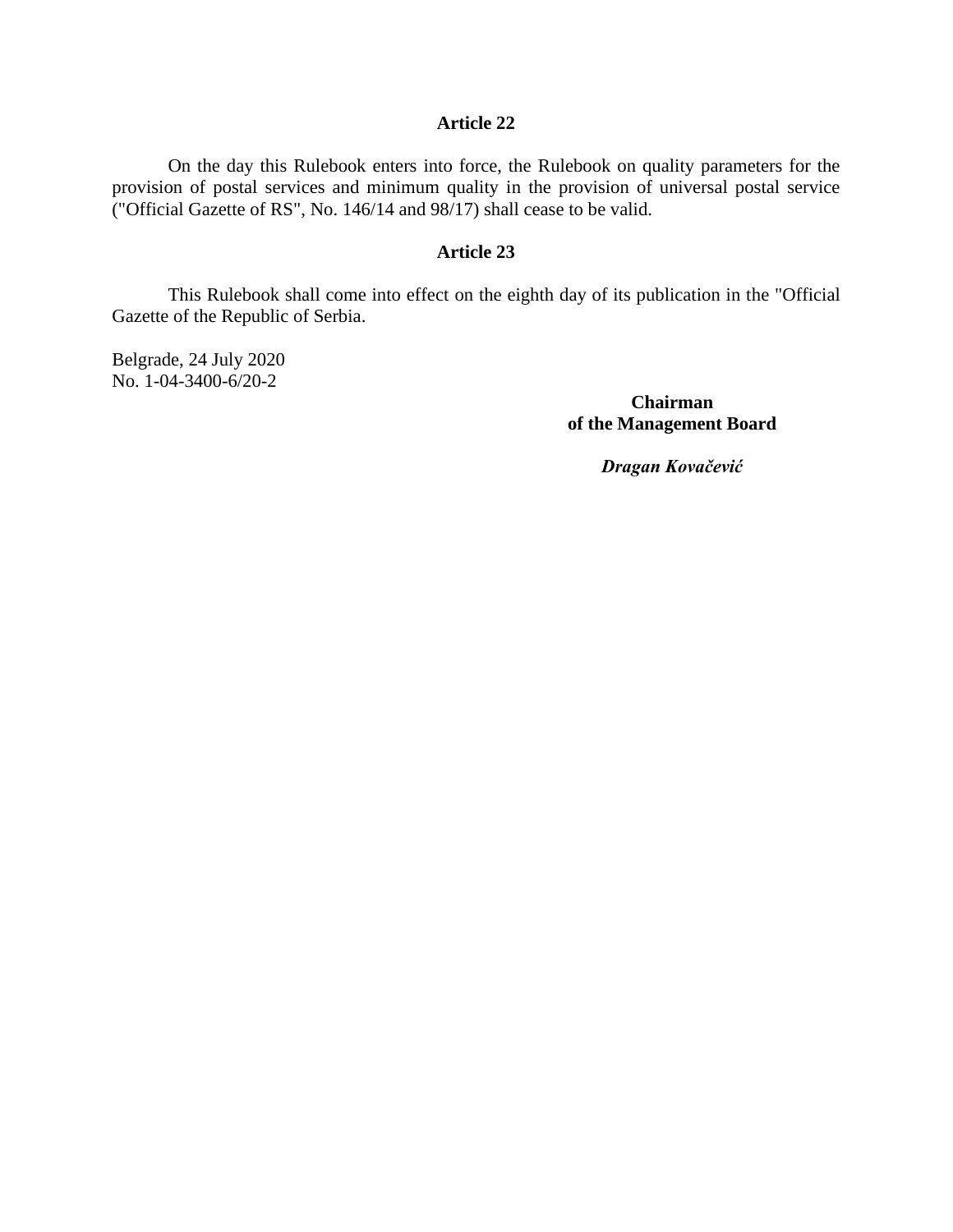**Article 22**

On the day this Rulebook enters into force, the Rulebook on quality parameters for the provision of postal services and minimum quality in the provision of universal postal service ("Official Gazette of RS", No. 146/14 and 98/17) shall cease to be valid.

**Article 23**

This Rulebook shall come into effect on the eighth day of its publication in the "Official Gazette of the Republic of Serbia.

Belgrade, 24 July 2020
No. 1-04-3400-6/20-2

**Chairman**
**of the Management Board**

***Dragan Kovačević***